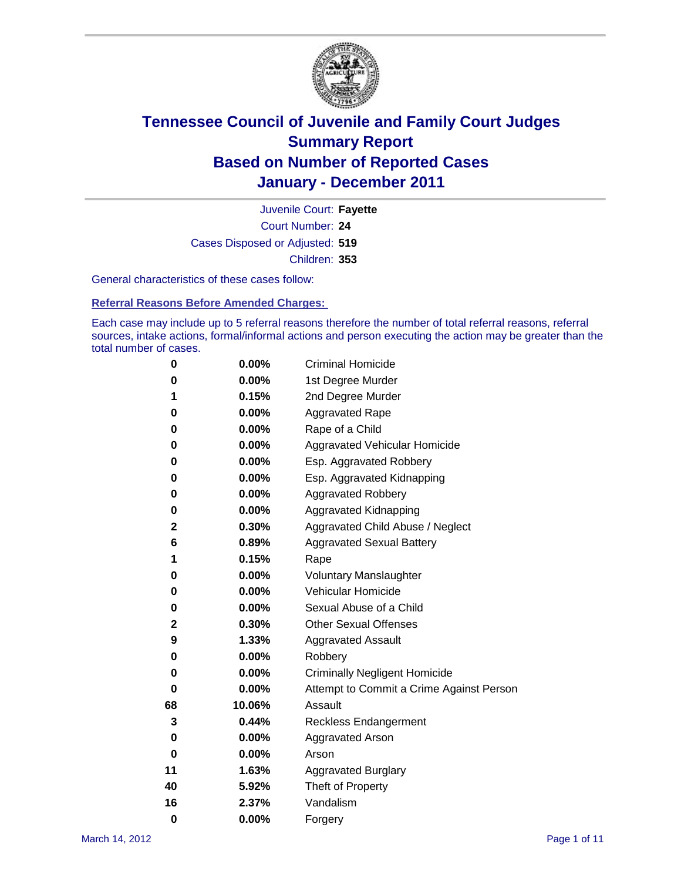# Tennessee Council of Juvenile and Family Court Judges
## Summary Report
## Based on Number of Reported Cases
## January - December 2011

Juvenile Court: **Fayette**

Court Number: **24**

Cases Disposed or Adjusted: **519**

Children: **353**

General characteristics of these cases follow:

### Referral Reasons Before Amended Charges:

Each case may include up to 5 referral reasons therefore the number of total referral reasons, referral sources, intake actions, formal/informal actions and person executing the action may be greater than the total number of cases.

| Count | Percent | Referral Reason |
|---|---|---|
| 0 | 0.00% | Criminal Homicide |
| 0 | 0.00% | 1st Degree Murder |
| 1 | 0.15% | 2nd Degree Murder |
| 0 | 0.00% | Aggravated Rape |
| 0 | 0.00% | Rape of a Child |
| 0 | 0.00% | Aggravated Vehicular Homicide |
| 0 | 0.00% | Esp. Aggravated Robbery |
| 0 | 0.00% | Esp. Aggravated Kidnapping |
| 0 | 0.00% | Aggravated Robbery |
| 0 | 0.00% | Aggravated Kidnapping |
| 2 | 0.30% | Aggravated Child Abuse / Neglect |
| 6 | 0.89% | Aggravated Sexual Battery |
| 1 | 0.15% | Rape |
| 0 | 0.00% | Voluntary Manslaughter |
| 0 | 0.00% | Vehicular Homicide |
| 0 | 0.00% | Sexual Abuse of a Child |
| 2 | 0.30% | Other Sexual Offenses |
| 9 | 1.33% | Aggravated Assault |
| 0 | 0.00% | Robbery |
| 0 | 0.00% | Criminally Negligent Homicide |
| 0 | 0.00% | Attempt to Commit a Crime Against Person |
| 68 | 10.06% | Assault |
| 3 | 0.44% | Reckless Endangerment |
| 0 | 0.00% | Aggravated Arson |
| 0 | 0.00% | Arson |
| 11 | 1.63% | Aggravated Burglary |
| 40 | 5.92% | Theft of Property |
| 16 | 2.37% | Vandalism |
| 0 | 0.00% | Forgery |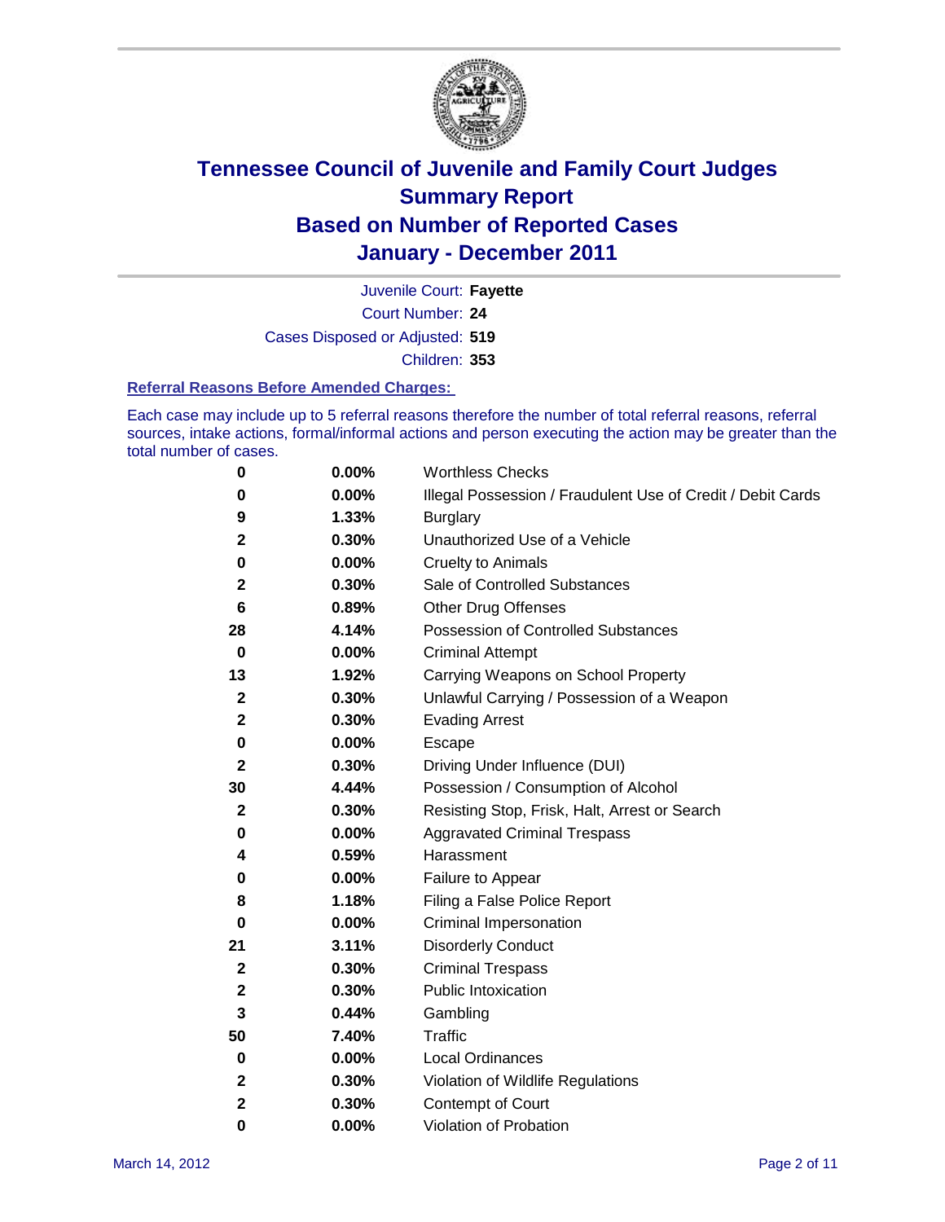# Tennessee Council of Juvenile and Family Court Judges
# Summary Report
# Based on Number of Reported Cases
# January - December 2011

Juvenile Court: **Fayette**

Court Number: **24**

Cases Disposed or Adjusted: **519**

Children: **353**

### Referral Reasons Before Amended Charges:

Each case may include up to 5 referral reasons therefore the number of total referral reasons, referral sources, intake actions, formal/informal actions and person executing the action may be greater than the total number of cases.

| Count | Percent | Referral Reason |
|---|---|---|
| 0 | 0.00% | Worthless Checks |
| 0 | 0.00% | Illegal Possession / Fraudulent Use of Credit / Debit Cards |
| 9 | 1.33% | Burglary |
| 2 | 0.30% | Unauthorized Use of a Vehicle |
| 0 | 0.00% | Cruelty to Animals |
| 2 | 0.30% | Sale of Controlled Substances |
| 6 | 0.89% | Other Drug Offenses |
| 28 | 4.14% | Possession of Controlled Substances |
| 0 | 0.00% | Criminal Attempt |
| 13 | 1.92% | Carrying Weapons on School Property |
| 2 | 0.30% | Unlawful Carrying / Possession of a Weapon |
| 2 | 0.30% | Evading Arrest |
| 0 | 0.00% | Escape |
| 2 | 0.30% | Driving Under Influence (DUI) |
| 30 | 4.44% | Possession / Consumption of Alcohol |
| 2 | 0.30% | Resisting Stop, Frisk, Halt, Arrest or Search |
| 0 | 0.00% | Aggravated Criminal Trespass |
| 4 | 0.59% | Harassment |
| 0 | 0.00% | Failure to Appear |
| 8 | 1.18% | Filing a False Police Report |
| 0 | 0.00% | Criminal Impersonation |
| 21 | 3.11% | Disorderly Conduct |
| 2 | 0.30% | Criminal Trespass |
| 2 | 0.30% | Public Intoxication |
| 3 | 0.44% | Gambling |
| 50 | 7.40% | Traffic |
| 0 | 0.00% | Local Ordinances |
| 2 | 0.30% | Violation of Wildlife Regulations |
| 2 | 0.30% | Contempt of Court |
| 0 | 0.00% | Violation of Probation |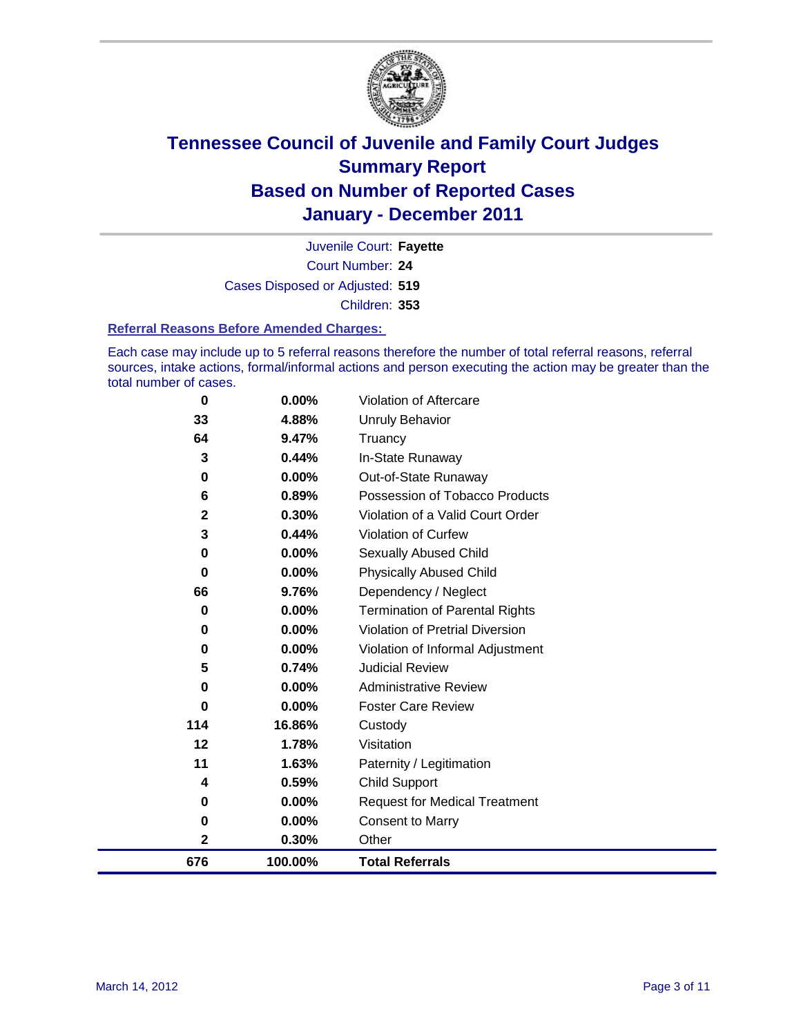# Tennessee Council of Juvenile and Family Court Judges
## Summary Report
## Based on Number of Reported Cases
## January - December 2011

Juvenile Court: **Fayette**

Court Number: **24**

Cases Disposed or Adjusted: **519**

Children: **353**

### Referral Reasons Before Amended Charges:

Each case may include up to 5 referral reasons therefore the number of total referral reasons, referral sources, intake actions, formal/informal actions and person executing the action may be greater than the total number of cases.

| Count | Percent | Referral Reason |
|---|---|---|
| 0 | 0.00% | Violation of Aftercare |
| 33 | 4.88% | Unruly Behavior |
| 64 | 9.47% | Truancy |
| 3 | 0.44% | In-State Runaway |
| 0 | 0.00% | Out-of-State Runaway |
| 6 | 0.89% | Possession of Tobacco Products |
| 2 | 0.30% | Violation of a Valid Court Order |
| 3 | 0.44% | Violation of Curfew |
| 0 | 0.00% | Sexually Abused Child |
| 0 | 0.00% | Physically Abused Child |
| 66 | 9.76% | Dependency / Neglect |
| 0 | 0.00% | Termination of Parental Rights |
| 0 | 0.00% | Violation of Pretrial Diversion |
| 0 | 0.00% | Violation of Informal Adjustment |
| 5 | 0.74% | Judicial Review |
| 0 | 0.00% | Administrative Review |
| 0 | 0.00% | Foster Care Review |
| 114 | 16.86% | Custody |
| 12 | 1.78% | Visitation |
| 11 | 1.63% | Paternity / Legitimation |
| 4 | 0.59% | Child Support |
| 0 | 0.00% | Request for Medical Treatment |
| 0 | 0.00% | Consent to Marry |
| 2 | 0.30% | Other |
| **676** | **100.00%** | **Total Referrals** |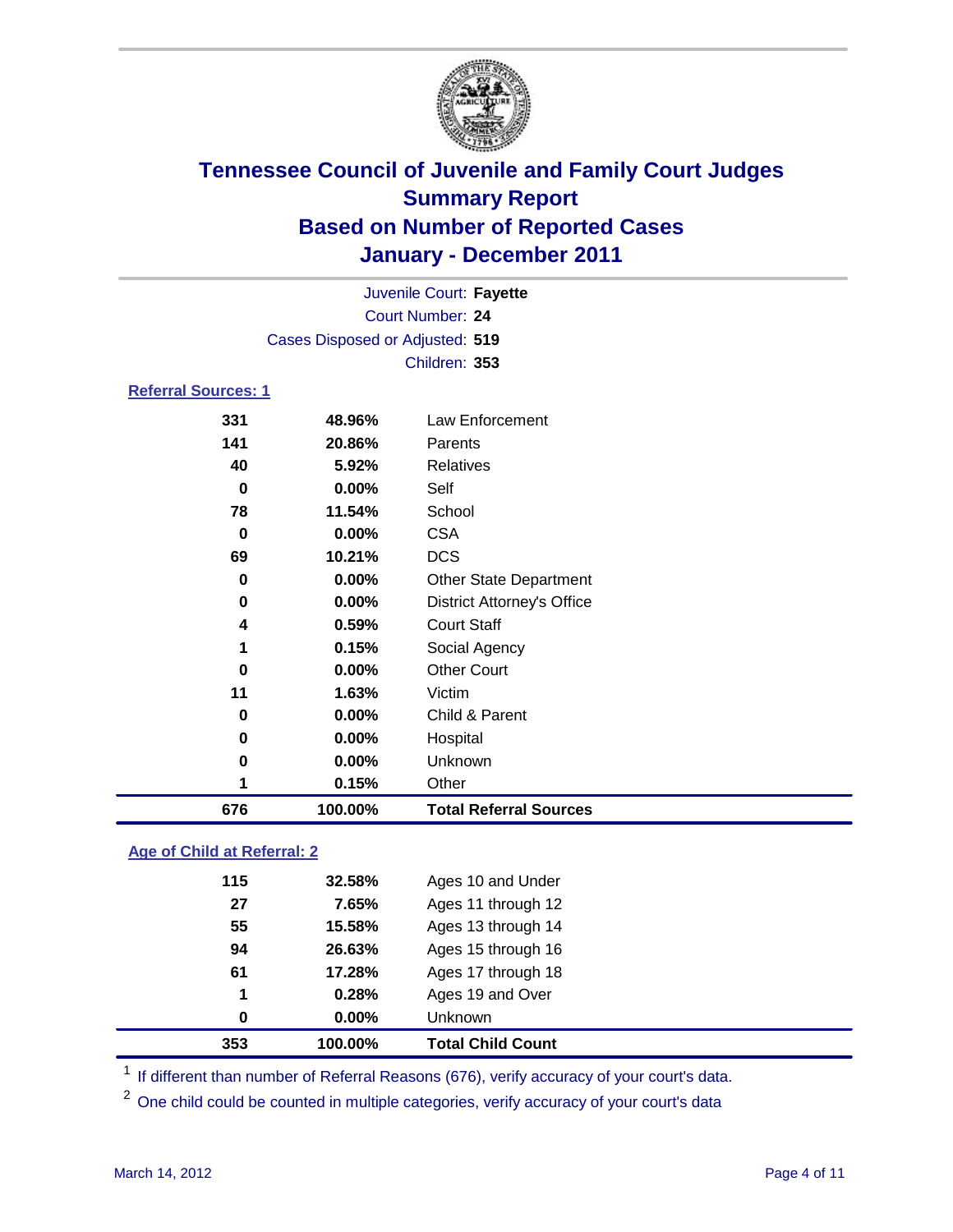# Tennessee Council of Juvenile and Family Court Judges
## Summary Report
## Based on Number of Reported Cases
## January - December 2011

Juvenile Court: **Fayette**

Court Number: **24**

Cases Disposed or Adjusted: **519**

Children: **353**

### Referral Sources: 1

| | | |
|---|---|---|
| 331 | 48.96% | Law Enforcement |
| 141 | 20.86% | Parents |
| 40 | 5.92% | Relatives |
| 0 | 0.00% | Self |
| 78 | 11.54% | School |
| 0 | 0.00% | CSA |
| 69 | 10.21% | DCS |
| 0 | 0.00% | Other State Department |
| 0 | 0.00% | District Attorney's Office |
| 4 | 0.59% | Court Staff |
| 1 | 0.15% | Social Agency |
| 0 | 0.00% | Other Court |
| 11 | 1.63% | Victim |
| 0 | 0.00% | Child & Parent |
| 0 | 0.00% | Hospital |
| 0 | 0.00% | Unknown |
| 1 | 0.15% | Other |
| **676** | **100.00%** | **Total Referral Sources** |

### Age of Child at Referral: 2

| | | |
|---|---|---|
| 115 | 32.58% | Ages 10 and Under |
| 27 | 7.65% | Ages 11 through 12 |
| 55 | 15.58% | Ages 13 through 14 |
| 94 | 26.63% | Ages 15 through 16 |
| 61 | 17.28% | Ages 17 through 18 |
| 1 | 0.28% | Ages 19 and Over |
| 0 | 0.00% | Unknown |
| **353** | **100.00%** | **Total Child Count** |

[1] If different than number of Referral Reasons (676), verify accuracy of your court's data.

[2] One child could be counted in multiple categories, verify accuracy of your court's data

March 14, 2012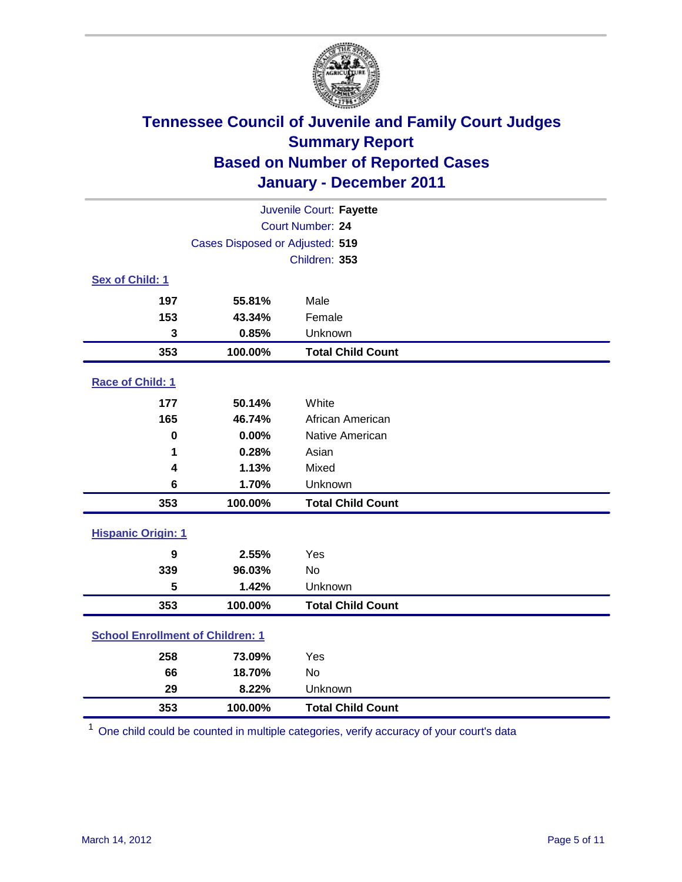# Tennessee Council of Juvenile and Family Court Judges
## Summary Report
## Based on Number of Reported Cases
## January - December 2011

Juvenile Court: **Fayette**
Court Number: **24**
Cases Disposed or Adjusted: **519**
Children: **353**

### Sex of Child: 1

| Count | Percent | Category |
|---|---|---|
| 197 | 55.81% | Male |
| 153 | 43.34% | Female |
| 3 | 0.85% | Unknown |
| **353** | **100.00%** | **Total Child Count** |

### Race of Child: 1

| Count | Percent | Category |
|---|---|---|
| 177 | 50.14% | White |
| 165 | 46.74% | African American |
| 0 | 0.00% | Native American |
| 1 | 0.28% | Asian |
| 4 | 1.13% | Mixed |
| 6 | 1.70% | Unknown |
| **353** | **100.00%** | **Total Child Count** |

### Hispanic Origin: 1

| Count | Percent | Category |
|---|---|---|
| 9 | 2.55% | Yes |
| 339 | 96.03% | No |
| 5 | 1.42% | Unknown |
| **353** | **100.00%** | **Total Child Count** |

### School Enrollment of Children: 1

| Count | Percent | Category |
|---|---|---|
| 258 | 73.09% | Yes |
| 66 | 18.70% | No |
| 29 | 8.22% | Unknown |
| **353** | **100.00%** | **Total Child Count** |

[1] One child could be counted in multiple categories, verify accuracy of your court's data

March 14, 2012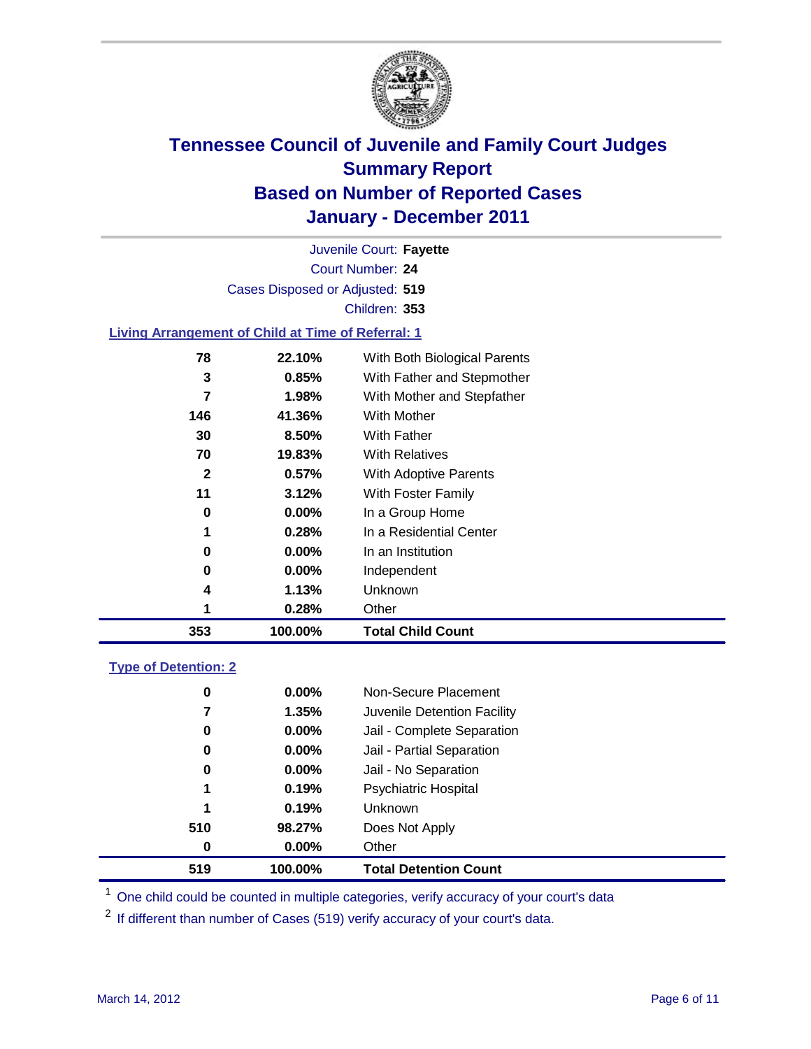# Tennessee Council of Juvenile and Family Court Judges
## Summary Report
## Based on Number of Reported Cases
## January - December 2011

Juvenile Court: **Fayette**

Court Number: **24**

Cases Disposed or Adjusted: **519**

Children: **353**

### Living Arrangement of Child at Time of Referral: 1

| | | |
|---|---|---|
| 78 | 22.10% | With Both Biological Parents |
| 3 | 0.85% | With Father and Stepmother |
| 7 | 1.98% | With Mother and Stepfather |
| 146 | 41.36% | With Mother |
| 30 | 8.50% | With Father |
| 70 | 19.83% | With Relatives |
| 2 | 0.57% | With Adoptive Parents |
| 11 | 3.12% | With Foster Family |
| 0 | 0.00% | In a Group Home |
| 1 | 0.28% | In a Residential Center |
| 0 | 0.00% | In an Institution |
| 0 | 0.00% | Independent |
| 4 | 1.13% | Unknown |
| 1 | 0.28% | Other |
| **353** | **100.00%** | **Total Child Count** |

### Type of Detention: 2

| | | |
|---|---|---|
| 0 | 0.00% | Non-Secure Placement |
| 7 | 1.35% | Juvenile Detention Facility |
| 0 | 0.00% | Jail - Complete Separation |
| 0 | 0.00% | Jail - Partial Separation |
| 0 | 0.00% | Jail - No Separation |
| 1 | 0.19% | Psychiatric Hospital |
| 1 | 0.19% | Unknown |
| 510 | 98.27% | Does Not Apply |
| 0 | 0.00% | Other |
| **519** | **100.00%** | **Total Detention Count** |

[1] One child could be counted in multiple categories, verify accuracy of your court's data

[2] If different than number of Cases (519) verify accuracy of your court's data.

March 14, 2012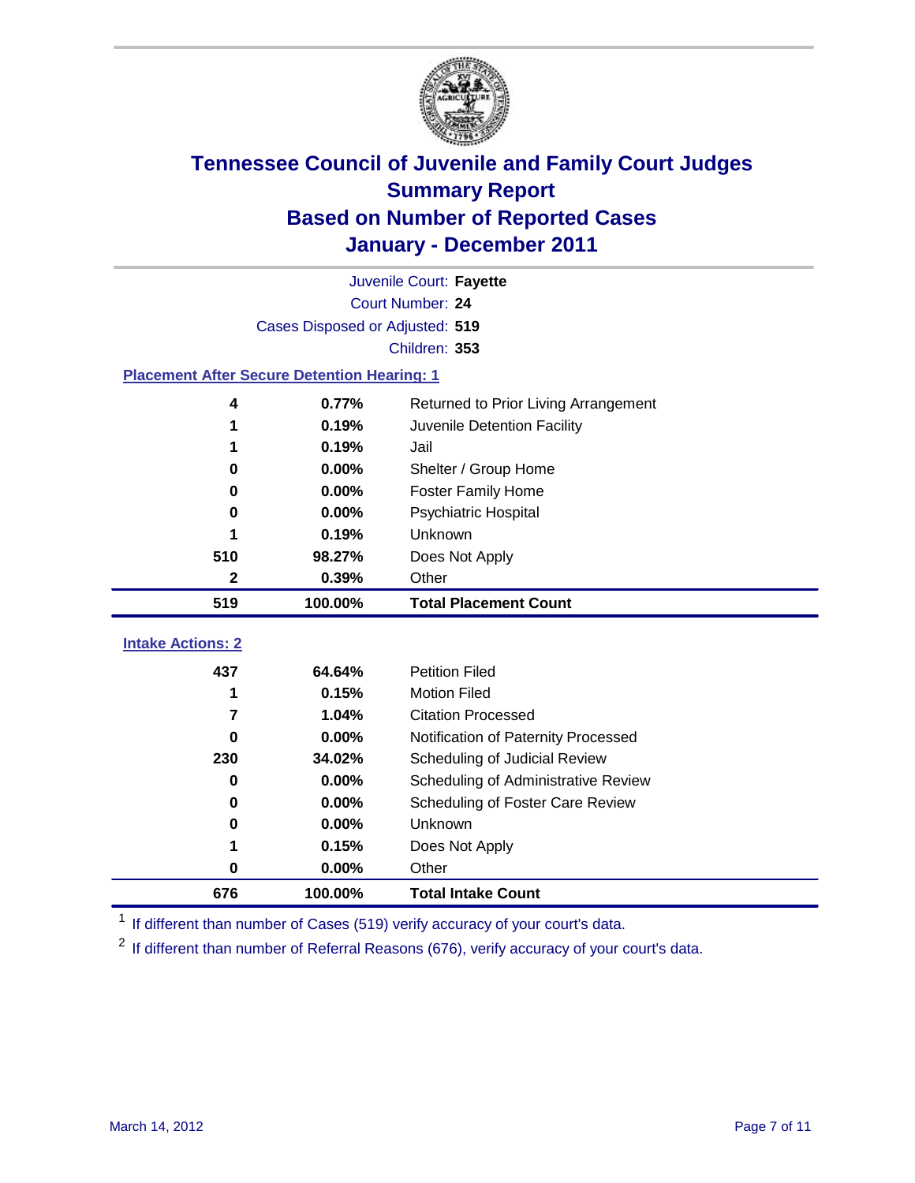# Tennessee Council of Juvenile and Family Court Judges
## Summary Report
## Based on Number of Reported Cases
## January - December 2011

Juvenile Court: **Fayette**

Court Number: **24**

Cases Disposed or Adjusted: **519**

Children: **353**

### Placement After Secure Detention Hearing: 1

| Count | Percent | Placement |
|---|---|---|
| 4 | 0.77% | Returned to Prior Living Arrangement |
| 1 | 0.19% | Juvenile Detention Facility |
| 1 | 0.19% | Jail |
| 0 | 0.00% | Shelter / Group Home |
| 0 | 0.00% | Foster Family Home |
| 0 | 0.00% | Psychiatric Hospital |
| 1 | 0.19% | Unknown |
| 510 | 98.27% | Does Not Apply |
| 2 | 0.39% | Other |
| **519** | **100.00%** | **Total Placement Count** |

### Intake Actions: 2

| Count | Percent | Intake Action |
|---|---|---|
| 437 | 64.64% | Petition Filed |
| 1 | 0.15% | Motion Filed |
| 7 | 1.04% | Citation Processed |
| 0 | 0.00% | Notification of Paternity Processed |
| 230 | 34.02% | Scheduling of Judicial Review |
| 0 | 0.00% | Scheduling of Administrative Review |
| 0 | 0.00% | Scheduling of Foster Care Review |
| 0 | 0.00% | Unknown |
| 1 | 0.15% | Does Not Apply |
| 0 | 0.00% | Other |
| **676** | **100.00%** | **Total Intake Count** |

[1] If different than number of Cases (519) verify accuracy of your court's data.

[2] If different than number of Referral Reasons (676), verify accuracy of your court's data.

March 14, 2012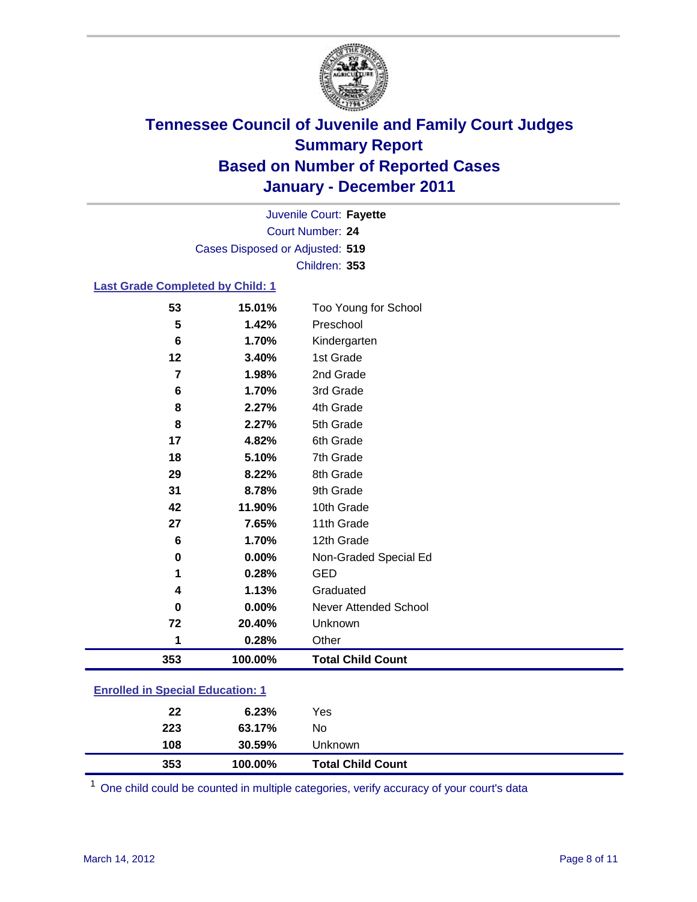# Tennessee Council of Juvenile and Family Court Judges
## Summary Report
## Based on Number of Reported Cases
## January - December 2011

Juvenile Court: **Fayette**

Court Number: **24**

Cases Disposed or Adjusted: **519**

Children: **353**

### Last Grade Completed by Child: 1

| Count | Percent | Category |
|---|---|---|
| 53 | 15.01% | Too Young for School |
| 5 | 1.42% | Preschool |
| 6 | 1.70% | Kindergarten |
| 12 | 3.40% | 1st Grade |
| 7 | 1.98% | 2nd Grade |
| 6 | 1.70% | 3rd Grade |
| 8 | 2.27% | 4th Grade |
| 8 | 2.27% | 5th Grade |
| 17 | 4.82% | 6th Grade |
| 18 | 5.10% | 7th Grade |
| 29 | 8.22% | 8th Grade |
| 31 | 8.78% | 9th Grade |
| 42 | 11.90% | 10th Grade |
| 27 | 7.65% | 11th Grade |
| 6 | 1.70% | 12th Grade |
| 0 | 0.00% | Non-Graded Special Ed |
| 1 | 0.28% | GED |
| 4 | 1.13% | Graduated |
| 0 | 0.00% | Never Attended School |
| 72 | 20.40% | Unknown |
| 1 | 0.28% | Other |
| **353** | **100.00%** | **Total Child Count** |

### Enrolled in Special Education: 1

| Count | Percent | Category |
|---|---|---|
| 22 | 6.23% | Yes |
| 223 | 63.17% | No |
| 108 | 30.59% | Unknown |
| **353** | **100.00%** | **Total Child Count** |

[1] One child could be counted in multiple categories, verify accuracy of your court's data

March 14, 2012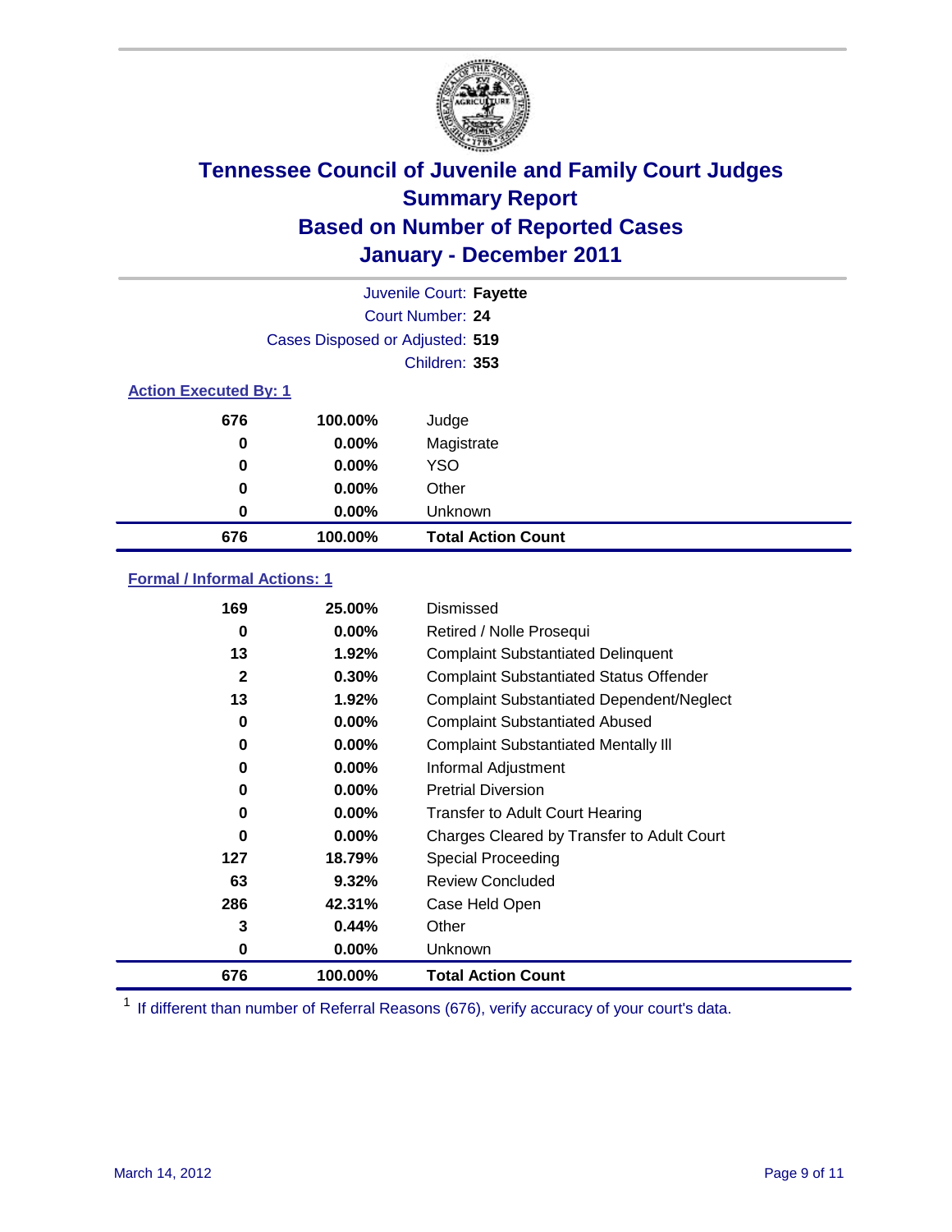# Tennessee Council of Juvenile and Family Court Judges
## Summary Report
## Based on Number of Reported Cases
## January - December 2011

Juvenile Court: **Fayette**
Court Number: **24**
Cases Disposed or Adjusted: **519**
Children: **353**

### Action Executed By: 1

| | | |
|---|---|---|
| 676 | 100.00% | Judge |
| 0 | 0.00% | Magistrate |
| 0 | 0.00% | YSO |
| 0 | 0.00% | Other |
| 0 | 0.00% | Unknown |
| **676** | **100.00%** | **Total Action Count** |

### Formal / Informal Actions: 1

| | | |
|---|---|---|
| 169 | 25.00% | Dismissed |
| 0 | 0.00% | Retired / Nolle Prosequi |
| 13 | 1.92% | Complaint Substantiated Delinquent |
| 2 | 0.30% | Complaint Substantiated Status Offender |
| 13 | 1.92% | Complaint Substantiated Dependent/Neglect |
| 0 | 0.00% | Complaint Substantiated Abused |
| 0 | 0.00% | Complaint Substantiated Mentally Ill |
| 0 | 0.00% | Informal Adjustment |
| 0 | 0.00% | Pretrial Diversion |
| 0 | 0.00% | Transfer to Adult Court Hearing |
| 0 | 0.00% | Charges Cleared by Transfer to Adult Court |
| 127 | 18.79% | Special Proceeding |
| 63 | 9.32% | Review Concluded |
| 286 | 42.31% | Case Held Open |
| 3 | 0.44% | Other |
| 0 | 0.00% | Unknown |
| **676** | **100.00%** | **Total Action Count** |

[1] If different than number of Referral Reasons (676), verify accuracy of your court's data.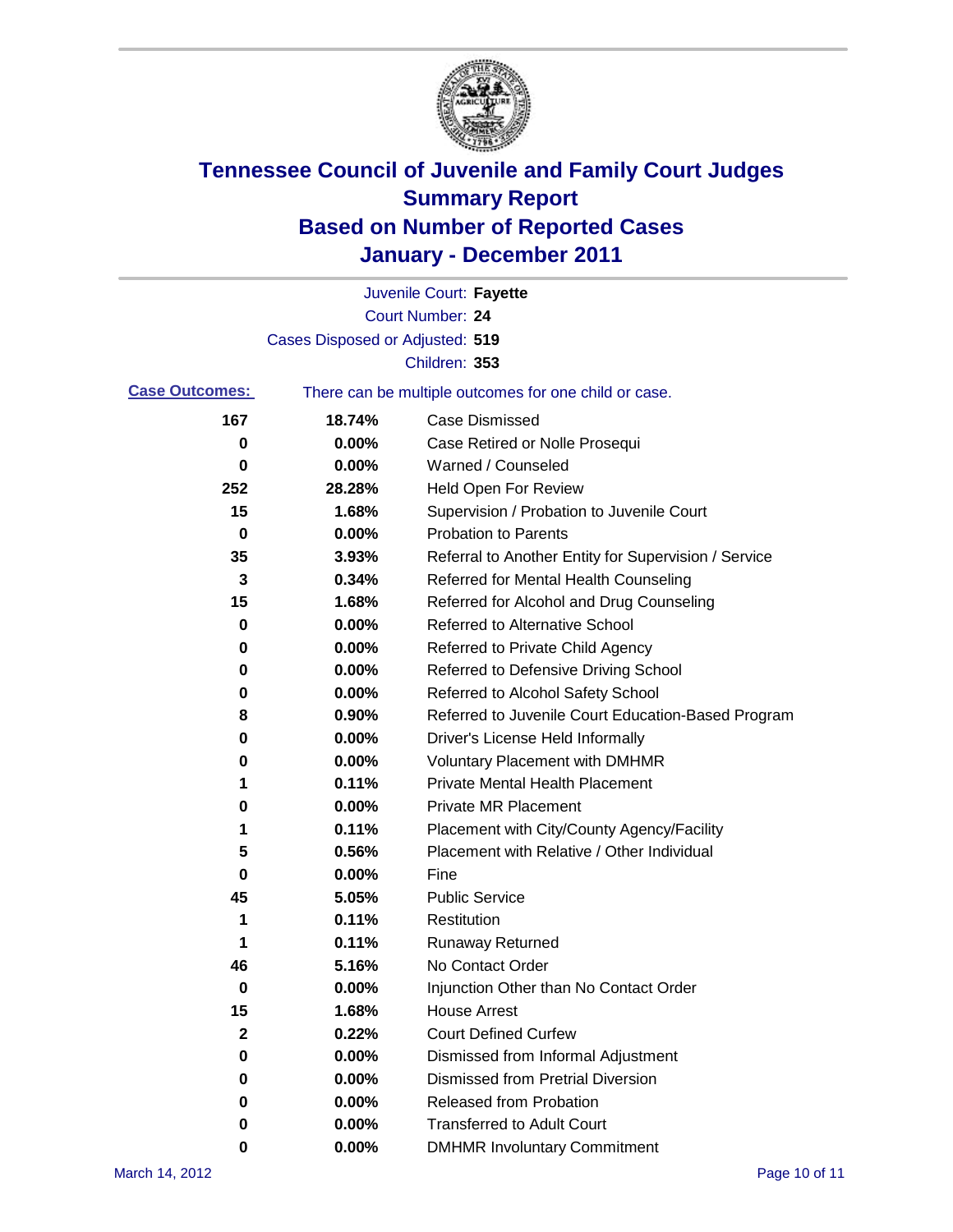# Tennessee Council of Juvenile and Family Court Judges
## Summary Report
## Based on Number of Reported Cases
## January - December 2011

Juvenile Court: **Fayette**

Court Number: **24**

Cases Disposed or Adjusted: **519**

Children: **353**

**Case Outcomes:** There can be multiple outcomes for one child or case.

| Count | Percent | Outcome |
|---|---|---|
| 167 | 18.74% | Case Dismissed |
| 0 | 0.00% | Case Retired or Nolle Prosequi |
| 0 | 0.00% | Warned / Counseled |
| 252 | 28.28% | Held Open For Review |
| 15 | 1.68% | Supervision / Probation to Juvenile Court |
| 0 | 0.00% | Probation to Parents |
| 35 | 3.93% | Referral to Another Entity for Supervision / Service |
| 3 | 0.34% | Referred for Mental Health Counseling |
| 15 | 1.68% | Referred for Alcohol and Drug Counseling |
| 0 | 0.00% | Referred to Alternative School |
| 0 | 0.00% | Referred to Private Child Agency |
| 0 | 0.00% | Referred to Defensive Driving School |
| 0 | 0.00% | Referred to Alcohol Safety School |
| 8 | 0.90% | Referred to Juvenile Court Education-Based Program |
| 0 | 0.00% | Driver's License Held Informally |
| 0 | 0.00% | Voluntary Placement with DMHMR |
| 1 | 0.11% | Private Mental Health Placement |
| 0 | 0.00% | Private MR Placement |
| 1 | 0.11% | Placement with City/County Agency/Facility |
| 5 | 0.56% | Placement with Relative / Other Individual |
| 0 | 0.00% | Fine |
| 45 | 5.05% | Public Service |
| 1 | 0.11% | Restitution |
| 1 | 0.11% | Runaway Returned |
| 46 | 5.16% | No Contact Order |
| 0 | 0.00% | Injunction Other than No Contact Order |
| 15 | 1.68% | House Arrest |
| 2 | 0.22% | Court Defined Curfew |
| 0 | 0.00% | Dismissed from Informal Adjustment |
| 0 | 0.00% | Dismissed from Pretrial Diversion |
| 0 | 0.00% | Released from Probation |
| 0 | 0.00% | Transferred to Adult Court |
| 0 | 0.00% | DMHMR Involuntary Commitment |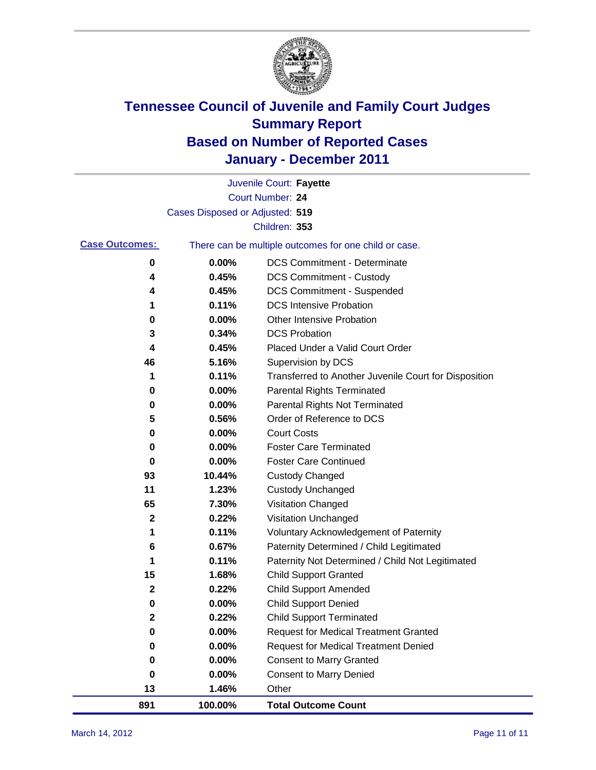# Tennessee Council of Juvenile and Family Court Judges
## Summary Report
## Based on Number of Reported Cases
## January - December 2011

Juvenile Court: **Fayette**
Court Number: **24**
Cases Disposed or Adjusted: **519**
Children: **353**

**Case Outcomes:** There can be multiple outcomes for one child or case.

| | | |
|---|---|---|
| 0 | 0.00% | DCS Commitment - Determinate |
| 4 | 0.45% | DCS Commitment - Custody |
| 4 | 0.45% | DCS Commitment - Suspended |
| 1 | 0.11% | DCS Intensive Probation |
| 0 | 0.00% | Other Intensive Probation |
| 3 | 0.34% | DCS Probation |
| 4 | 0.45% | Placed Under a Valid Court Order |
| 46 | 5.16% | Supervision by DCS |
| 1 | 0.11% | Transferred to Another Juvenile Court for Disposition |
| 0 | 0.00% | Parental Rights Terminated |
| 0 | 0.00% | Parental Rights Not Terminated |
| 5 | 0.56% | Order of Reference to DCS |
| 0 | 0.00% | Court Costs |
| 0 | 0.00% | Foster Care Terminated |
| 0 | 0.00% | Foster Care Continued |
| 93 | 10.44% | Custody Changed |
| 11 | 1.23% | Custody Unchanged |
| 65 | 7.30% | Visitation Changed |
| 2 | 0.22% | Visitation Unchanged |
| 1 | 0.11% | Voluntary Acknowledgement of Paternity |
| 6 | 0.67% | Paternity Determined / Child Legitimated |
| 1 | 0.11% | Paternity Not Determined / Child Not Legitimated |
| 15 | 1.68% | Child Support Granted |
| 2 | 0.22% | Child Support Amended |
| 0 | 0.00% | Child Support Denied |
| 2 | 0.22% | Child Support Terminated |
| 0 | 0.00% | Request for Medical Treatment Granted |
| 0 | 0.00% | Request for Medical Treatment Denied |
| 0 | 0.00% | Consent to Marry Granted |
| 0 | 0.00% | Consent to Marry Denied |
| 13 | 1.46% | Other |
| **891** | **100.00%** | **Total Outcome Count** |

March 14, 2012